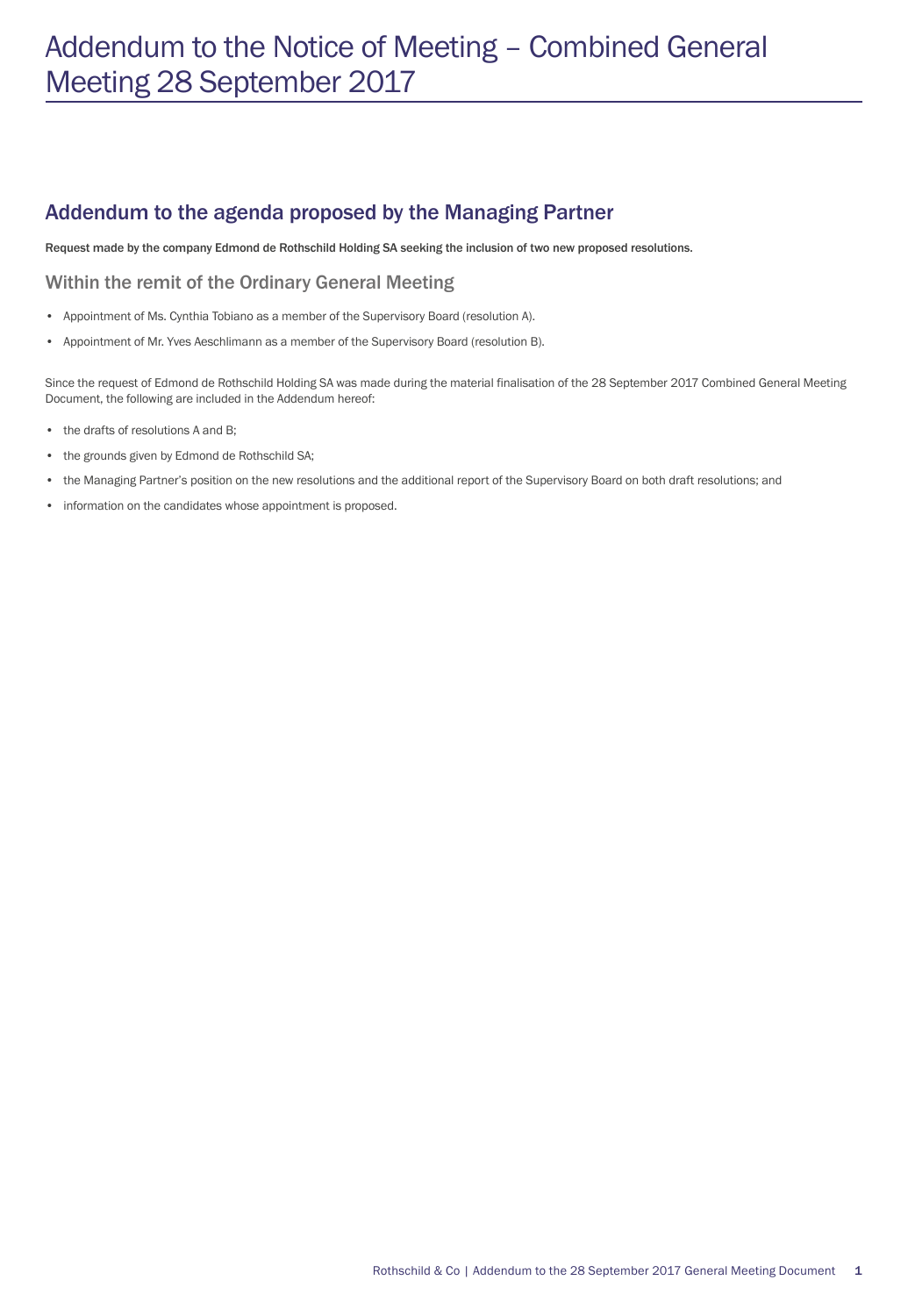# Addendum to the Notice of Meeting – Combined General Meeting 28 September 2017

## Addendum to the agenda proposed by the Managing Partner

**Request made by the company Edmond de Rothschild Holding SA seeking the inclusion of two new proposed resolutions.**

### Within the remit of the Ordinary General Meeting

- Appointment of Ms. Cynthia Tobiano as a member of the Supervisory Board (resolution A).
- Appointment of Mr. Yves Aeschlimann as a member of the Supervisory Board (resolution B).

Since the request of Edmond de Rothschild Holding SA was made during the material finalisation of the 28 September 2017 Combined General Meeting Document, the following are included in the Addendum hereof:

- the drafts of resolutions A and B;
- the grounds given by Edmond de Rothschild SA;
- the Managing Partner's position on the new resolutions and the additional report of the Supervisory Board on both draft resolutions; and
- information on the candidates whose appointment is proposed.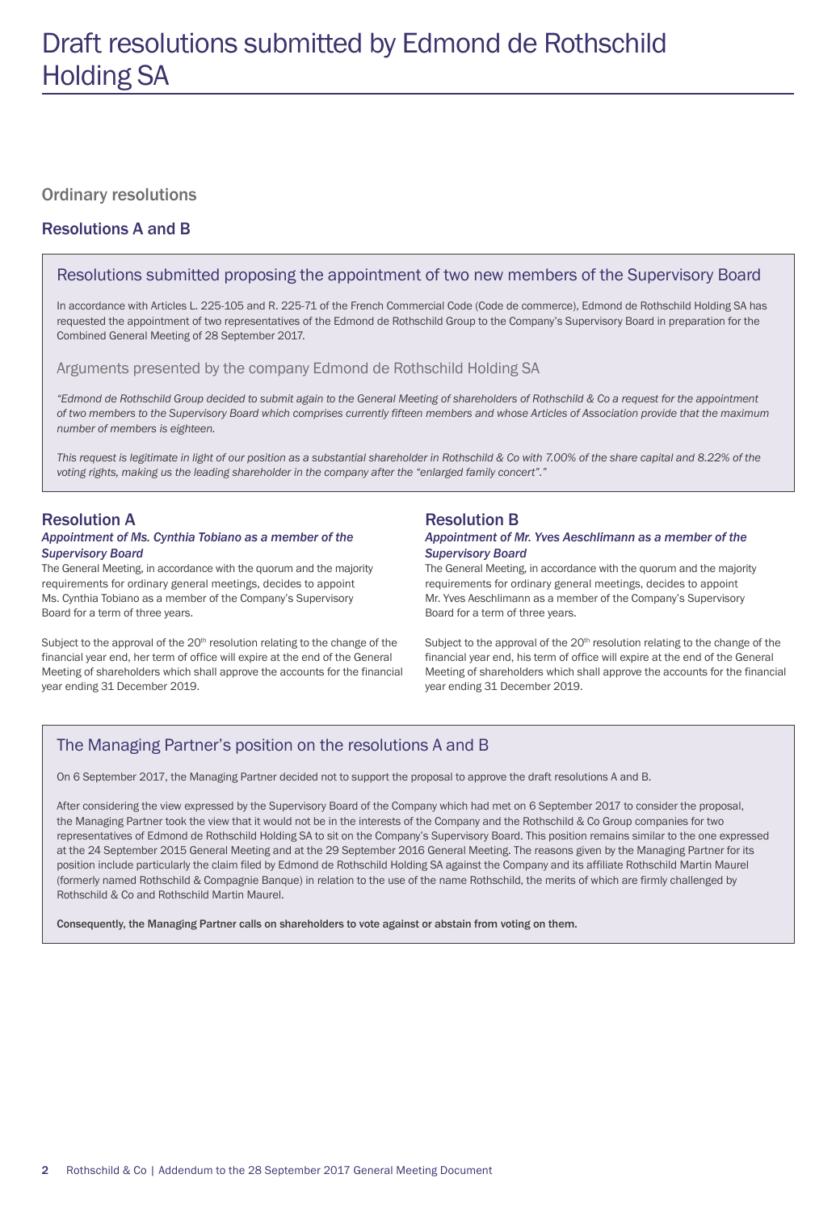# Draft resolutions submitted by Edmond de Rothschild Holding SA

## Ordinary resolutions

### Resolutions A and B

#### Resolutions submitted proposing the appointment of two new members of the Supervisory Board

In accordance with Articles L. 225-105 and R. 225-71 of the French Commercial Code (Code de commerce), Edmond de Rothschild Holding SA has requested the appointment of two representatives of the Edmond de Rothschild Group to the Company's Supervisory Board in preparation for the Combined General Meeting of 28 September 2017.

#### Arguments presented by the company Edmond de Rothschild Holding SA

*"Edmond de Rothschild Group decided to submit again to the General Meeting of shareholders of Rothschild & Co a request for the appointment of two members to the Supervisory Board which comprises currently fifteen members and whose Articles of Association provide that the maximum number of members is eighteen.*

*This request is legitimate in light of our position as a substantial shareholder in Rothschild & Co with 7.00% of the share capital and 8.22% of the voting rights, making us the leading shareholder in the company after the "enlarged family concert"."*

### Resolution A

***Appointment of Ms. Cynthia Tobiano as a member of the Supervisory Board***

The General Meeting, in accordance with the quorum and the majority requirements for ordinary general meetings, decides to appoint Ms. Cynthia Tobiano as a member of the Company's Supervisory Board for a term of three years.

Subject to the approval of the 20th resolution relating to the change of the financial year end, her term of office will expire at the end of the General Meeting of shareholders which shall approve the accounts for the financial year ending 31 December 2019.

### Resolution B

***Appointment of Mr. Yves Aeschlimann as a member of the Supervisory Board***

The General Meeting, in accordance with the quorum and the majority requirements for ordinary general meetings, decides to appoint Mr. Yves Aeschlimann as a member of the Company's Supervisory Board for a term of three years.

Subject to the approval of the 20th resolution relating to the change of the financial year end, his term of office will expire at the end of the General Meeting of shareholders which shall approve the accounts for the financial year ending 31 December 2019.

#### The Managing Partner's position on the resolutions A and B

On 6 September 2017, the Managing Partner decided not to support the proposal to approve the draft resolutions A and B.

After considering the view expressed by the Supervisory Board of the Company which had met on 6 September 2017 to consider the proposal, the Managing Partner took the view that it would not be in the interests of the Company and the Rothschild & Co Group companies for two representatives of Edmond de Rothschild Holding SA to sit on the Company's Supervisory Board. This position remains similar to the one expressed at the 24 September 2015 General Meeting and at the 29 September 2016 General Meeting. The reasons given by the Managing Partner for its position include particularly the claim filed by Edmond de Rothschild Holding SA against the Company and its affiliate Rothschild Martin Maurel (formerly named Rothschild & Compagnie Banque) in relation to the use of the name Rothschild, the merits of which are firmly challenged by Rothschild & Co and Rothschild Martin Maurel.

**Consequently, the Managing Partner calls on shareholders to vote against or abstain from voting on them.**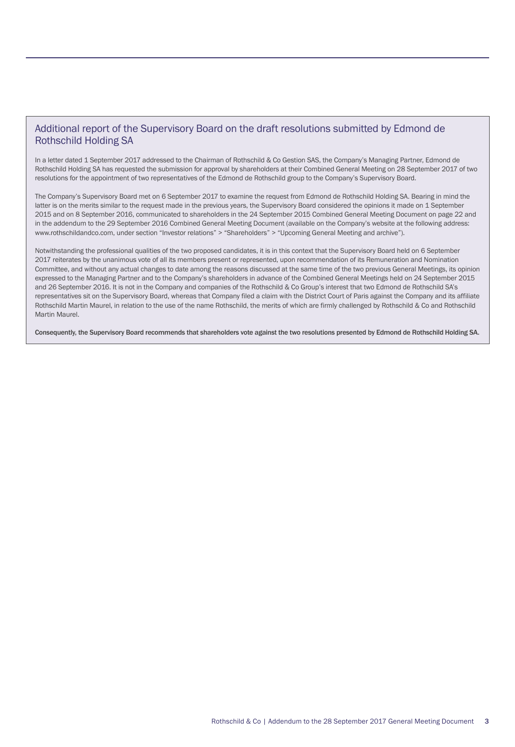## Additional report of the Supervisory Board on the draft resolutions submitted by Edmond de Rothschild Holding SA

In a letter dated 1 September 2017 addressed to the Chairman of Rothschild & Co Gestion SAS, the Company's Managing Partner, Edmond de Rothschild Holding SA has requested the submission for approval by shareholders at their Combined General Meeting on 28 September 2017 of two resolutions for the appointment of two representatives of the Edmond de Rothschild group to the Company's Supervisory Board.

The Company's Supervisory Board met on 6 September 2017 to examine the request from Edmond de Rothschild Holding SA. Bearing in mind the latter is on the merits similar to the request made in the previous years, the Supervisory Board considered the opinions it made on 1 September 2015 and on 8 September 2016, communicated to shareholders in the 24 September 2015 Combined General Meeting Document on page 22 and in the addendum to the 29 September 2016 Combined General Meeting Document (available on the Company's website at the following address: www.rothschildandco.com, under section "Investor relations" > "Shareholders" > "Upcoming General Meeting and archive").

Notwithstanding the professional qualities of the two proposed candidates, it is in this context that the Supervisory Board held on 6 September 2017 reiterates by the unanimous vote of all its members present or represented, upon recommendation of its Remuneration and Nomination Committee, and without any actual changes to date among the reasons discussed at the same time of the two previous General Meetings, its opinion expressed to the Managing Partner and to the Company's shareholders in advance of the Combined General Meetings held on 24 September 2015 and 26 September 2016. It is not in the Company and companies of the Rothschild & Co Group's interest that two Edmond de Rothschild SA's representatives sit on the Supervisory Board, whereas that Company filed a claim with the District Court of Paris against the Company and its affiliate Rothschild Martin Maurel, in relation to the use of the name Rothschild, the merits of which are firmly challenged by Rothschild & Co and Rothschild Martin Maurel.

**Consequently, the Supervisory Board recommends that shareholders vote against the two resolutions presented by Edmond de Rothschild Holding SA.**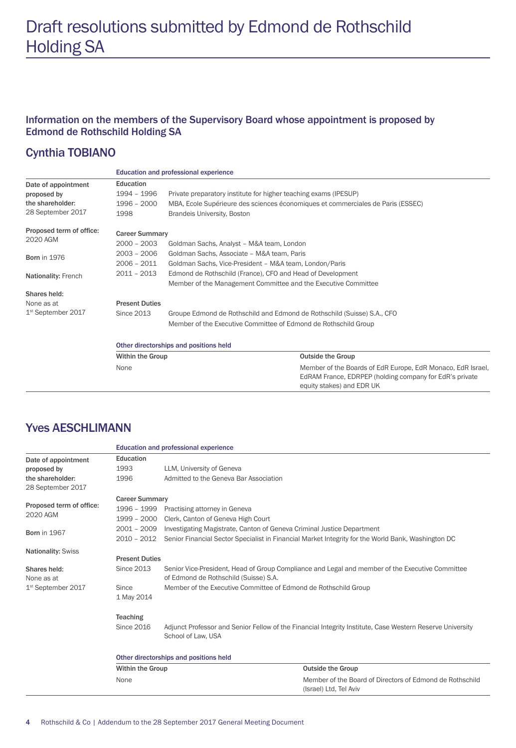# Draft resolutions submitted by Edmond de Rothschild Holding SA

### Information on the members of the Supervisory Board whose appointment is proposed by Edmond de Rothschild Holding SA

## Cynthia TOBIANO

**Date of appointment proposed by the shareholder:**
28 September 2017

**Proposed term of office:**
2020 AGM

**Born** in 1976

**Nationality:** French

**Shares held:**
None as at 1st September 2017

**Education and professional experience**

**Education**

| | |
|---|---|
| 1994 – 1996 | Private preparatory institute for higher teaching exams (IPESUP) |
| 1996 – 2000 | MBA, Ecole Supérieure des sciences économiques et commerciales de Paris (ESSEC) |
| 1998 | Brandeis University, Boston |

**Career Summary**

| | |
|---|---|
| 2000 – 2003 | Goldman Sachs, Analyst – M&A team, London |
| 2003 – 2006 | Goldman Sachs, Associate – M&A team, Paris |
| 2006 – 2011 | Goldman Sachs, Vice-President – M&A team, London/Paris |
| 2011 – 2013 | Edmond de Rothschild (France), CFO and Head of Development<br>Member of the Management Committee and the Executive Committee |

**Present Duties**

| | |
|---|---|
| Since 2013 | Groupe Edmond de Rothschild and Edmond de Rothschild (Suisse) S.A., CFO<br>Member of the Executive Committee of Edmond de Rothschild Group |

**Other directorships and positions held**

| Within the Group | Outside the Group |
|---|---|
| None | Member of the Boards of EdR Europe, EdR Monaco, EdR Israel, EdRAM France, EDRPEP (holding company for EdR's private equity stakes) and EDR UK |

## Yves AESCHLIMANN

**Date of appointment proposed by the shareholder:**
28 September 2017

**Proposed term of office:**
2020 AGM

**Born** in 1967

**Nationality:** Swiss

**Shares held:**
None as at 1st September 2017

**Education and professional experience**

**Education**

| | |
|---|---|
| 1993 | LLM, University of Geneva |
| 1996 | Admitted to the Geneva Bar Association |

**Career Summary**

| | |
|---|---|
| 1996 – 1999 | Practising attorney in Geneva |
| 1999 – 2000 | Clerk, Canton of Geneva High Court |
| 2001 – 2009 | Investigating Magistrate, Canton of Geneva Criminal Justice Department |
| 2010 – 2012 | Senior Financial Sector Specialist in Financial Market Integrity for the World Bank, Washington DC |

**Present Duties**

| | |
|---|---|
| Since 2013 | Senior Vice-President, Head of Group Compliance and Legal and member of the Executive Committee of Edmond de Rothschild (Suisse) S.A. |
| Since 1 May 2014 | Member of the Executive Committee of Edmond de Rothschild Group |

**Teaching**

| | |
|---|---|
| Since 2016 | Adjunct Professor and Senior Fellow of the Financial Integrity Institute, Case Western Reserve University School of Law, USA |

**Other directorships and positions held**

| Within the Group | Outside the Group |
|---|---|
| None | Member of the Board of Directors of Edmond de Rothschild (Israel) Ltd, Tel Aviv |